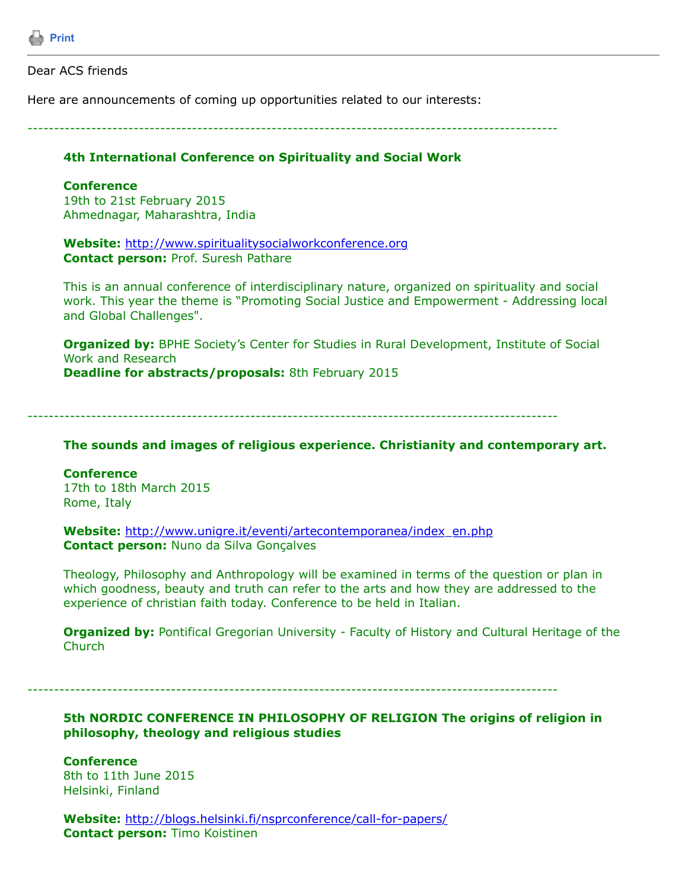Print

---

Dear ACS friends

Here are announcements of coming up opportunities related to our interests:

---

### 4th International Conference on Spirituality and Social Work

**Conference**
19th to 21st February 2015
Ahmednagar, Maharashtra, India

**Website:** [http://www.spiritualitysocialworkconference.org](http://www.spiritualitysocialworkconference.org)
**Contact person:** Prof. Suresh Pathare

This is an annual conference of interdisciplinary nature, organized on spirituality and social work. This year the theme is “Promoting Social Justice and Empowerment - Addressing local and Global Challenges".

**Organized by:** BPHE Society’s Center for Studies in Rural Development, Institute of Social Work and Research
**Deadline for abstracts/proposals:** 8th February 2015

---

### The sounds and images of religious experience. Christianity and contemporary art.

**Conference**
17th to 18th March 2015
Rome, Italy

**Website:** [http://www.unigre.it/eventi/artecontemporanea/index_en.php](http://www.unigre.it/eventi/artecontemporanea/index_en.php)
**Contact person:** Nuno da Silva Gonçalves

Theology, Philosophy and Anthropology will be examined in terms of the question or plan in which goodness, beauty and truth can refer to the arts and how they are addressed to the experience of christian faith today. Conference to be held in Italian.

**Organized by:** Pontifical Gregorian University - Faculty of History and Cultural Heritage of the Church

---

### 5th NORDIC CONFERENCE IN PHILOSOPHY OF RELIGION The origins of religion in philosophy, theology and religious studies

**Conference**
8th to 11th June 2015
Helsinki, Finland

**Website:** [http://blogs.helsinki.fi/nsprconference/call-for-papers/](http://blogs.helsinki.fi/nsprconference/call-for-papers/)
**Contact person:** Timo Koistinen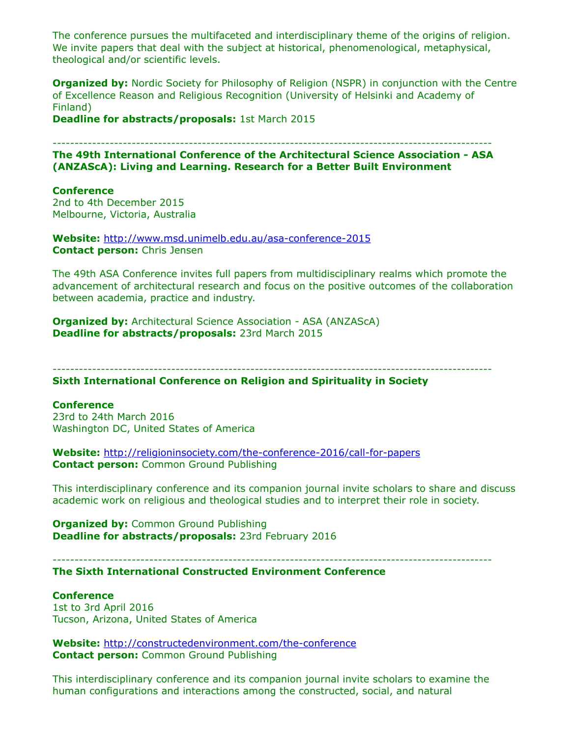The conference pursues the multifaceted and interdisciplinary theme of the origins of religion. We invite papers that deal with the subject at historical, phenomenological, metaphysical, theological and/or scientific levels.

**Organized by:** Nordic Society for Philosophy of Religion (NSPR) in conjunction with the Centre of Excellence Reason and Religious Recognition (University of Helsinki and Academy of Finland)
**Deadline for abstracts/proposals:** 1st March 2015

---

**The 49th International Conference of the Architectural Science Association - ASA (ANZAScA): Living and Learning. Research for a Better Built Environment**

**Conference**
2nd to 4th December 2015
Melbourne, Victoria, Australia

**Website:** http://www.msd.unimelb.edu.au/asa-conference-2015
**Contact person:** Chris Jensen

The 49th ASA Conference invites full papers from multidisciplinary realms which promote the advancement of architectural research and focus on the positive outcomes of the collaboration between academia, practice and industry.

**Organized by:** Architectural Science Association - ASA (ANZAScA)
**Deadline for abstracts/proposals:** 23rd March 2015

---

**Sixth International Conference on Religion and Spirituality in Society**

**Conference**
23rd to 24th March 2016
Washington DC, United States of America

**Website:** http://religioninsociety.com/the-conference-2016/call-for-papers
**Contact person:** Common Ground Publishing

This interdisciplinary conference and its companion journal invite scholars to share and discuss academic work on religious and theological studies and to interpret their role in society.

**Organized by:** Common Ground Publishing
**Deadline for abstracts/proposals:** 23rd February 2016

---

**The Sixth International Constructed Environment Conference**

**Conference**
1st to 3rd April 2016
Tucson, Arizona, United States of America

**Website:** http://constructedenvironment.com/the-conference
**Contact person:** Common Ground Publishing

This interdisciplinary conference and its companion journal invite scholars to examine the human configurations and interactions among the constructed, social, and natural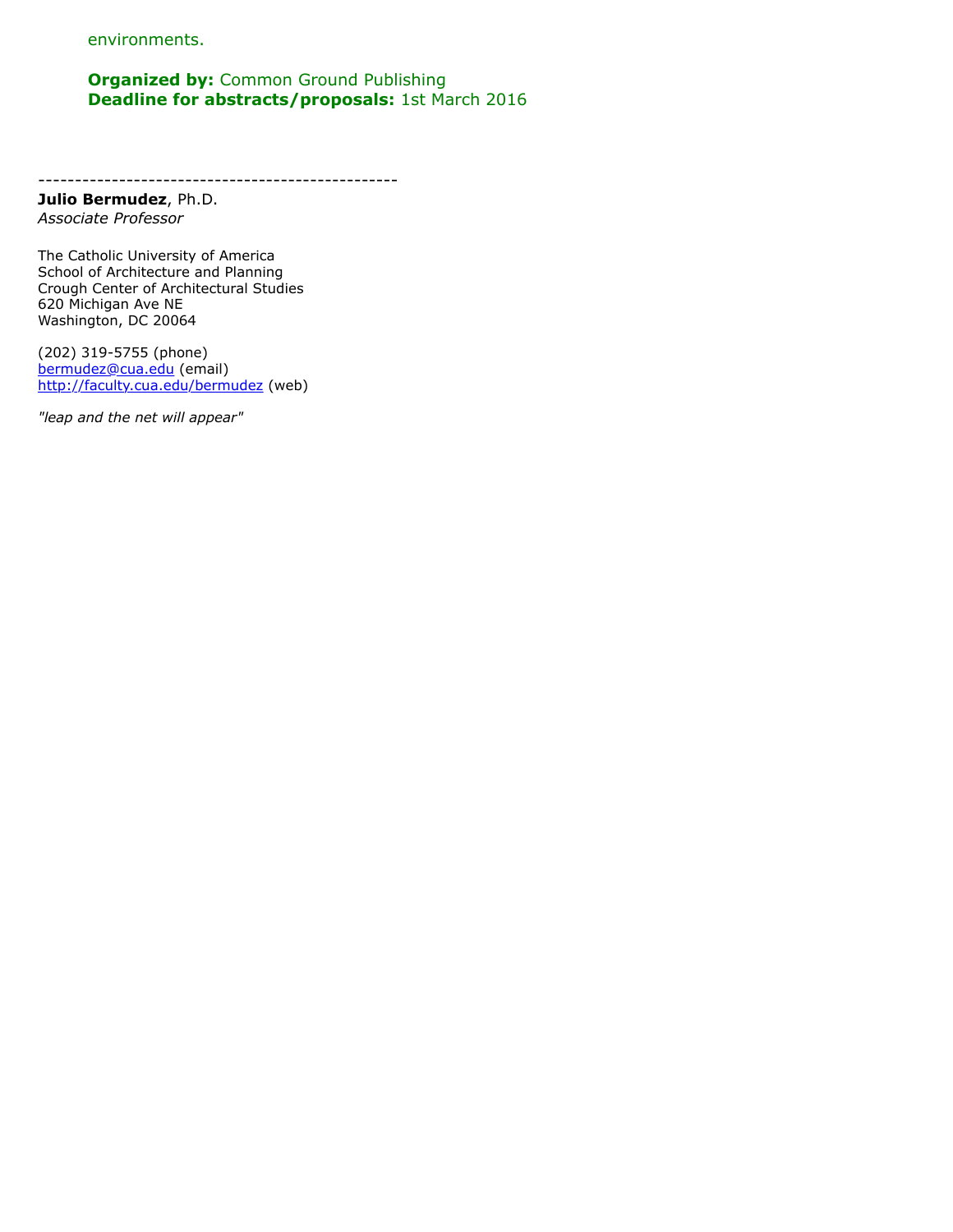environments.

**Organized by:** Common Ground Publishing
**Deadline for abstracts/proposals:** 1st March 2016

---------------------------------------------------

**Julio Bermudez**, Ph.D.
*Associate Professor*

The Catholic University of America
School of Architecture and Planning
Crough Center of Architectural Studies
620 Michigan Ave NE
Washington, DC 20064

(202) 319-5755 (phone)
bermudez@cua.edu (email)
http://faculty.cua.edu/bermudez (web)

*"leap and the net will appear"*